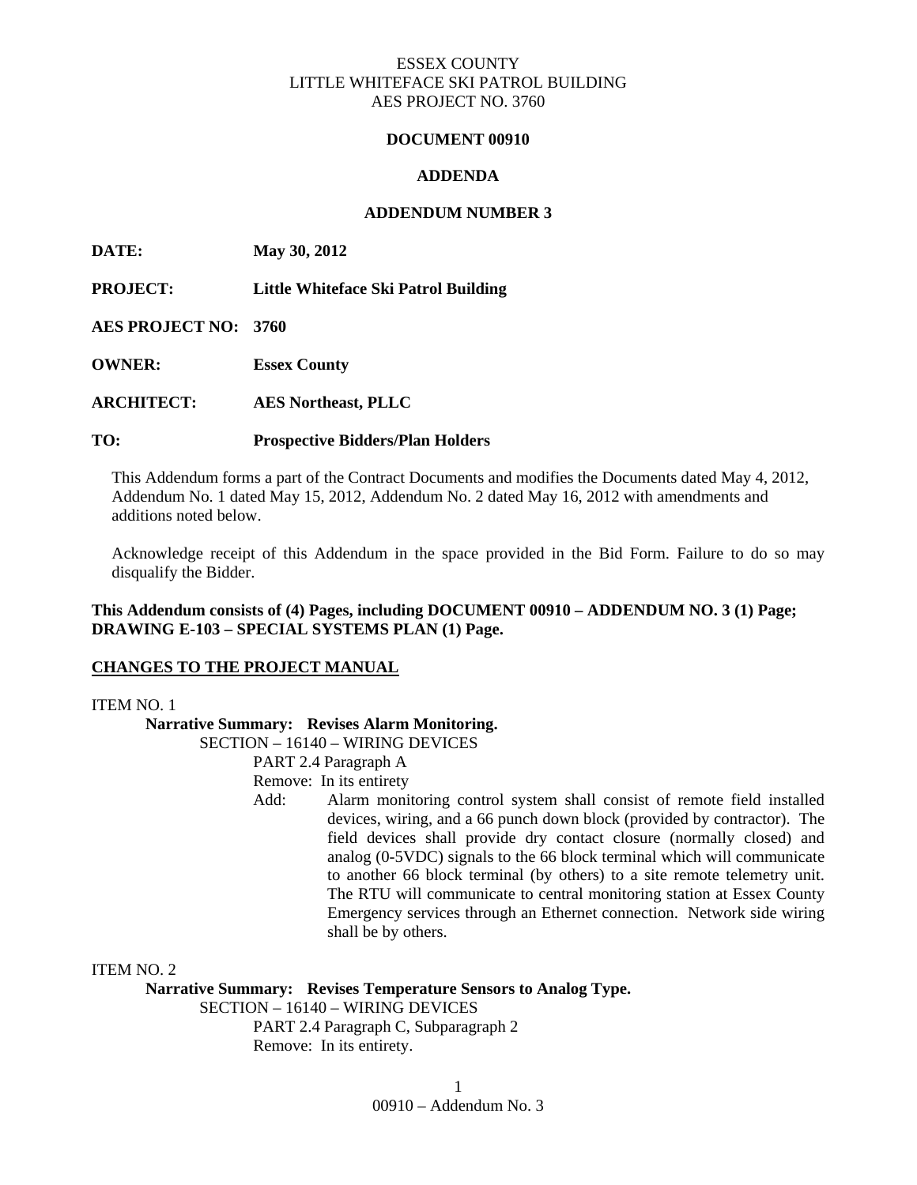ESSEX COUNTY
LITTLE WHITEFACE SKI PATROL BUILDING
AES PROJECT NO. 3760

**DOCUMENT 00910**

**ADDENDA**

**ADDENDUM NUMBER 3**

**DATE:** **May 30, 2012**

**PROJECT:** **Little Whiteface Ski Patrol Building**

**AES PROJECT NO:** **3760**

**OWNER:** **Essex County**

**ARCHITECT:** **AES Northeast, PLLC**

**TO:** **Prospective Bidders/Plan Holders**

This Addendum forms a part of the Contract Documents and modifies the Documents dated May 4, 2012, Addendum No. 1 dated May 15, 2012, Addendum No. 2 dated May 16, 2012 with amendments and additions noted below.

Acknowledge receipt of this Addendum in the space provided in the Bid Form. Failure to do so may disqualify the Bidder.

**This Addendum consists of (4) Pages, including DOCUMENT 00910 – ADDENDUM NO. 3 (1) Page; DRAWING E-103 – SPECIAL SYSTEMS PLAN (1) Page.**

**CHANGES TO THE PROJECT MANUAL**

ITEM NO. 1

**Narrative Summary: Revises Alarm Monitoring.**

SECTION – 16140 – WIRING DEVICES

PART 2.4 Paragraph A

Remove: In its entirety

Add: Alarm monitoring control system shall consist of remote field installed devices, wiring, and a 66 punch down block (provided by contractor). The field devices shall provide dry contact closure (normally closed) and analog (0-5VDC) signals to the 66 block terminal which will communicate to another 66 block terminal (by others) to a site remote telemetry unit. The RTU will communicate to central monitoring station at Essex County Emergency services through an Ethernet connection. Network side wiring shall be by others.

ITEM NO. 2

**Narrative Summary: Revises Temperature Sensors to Analog Type.**

SECTION – 16140 – WIRING DEVICES

PART 2.4 Paragraph C, Subparagraph 2

Remove: In its entirety.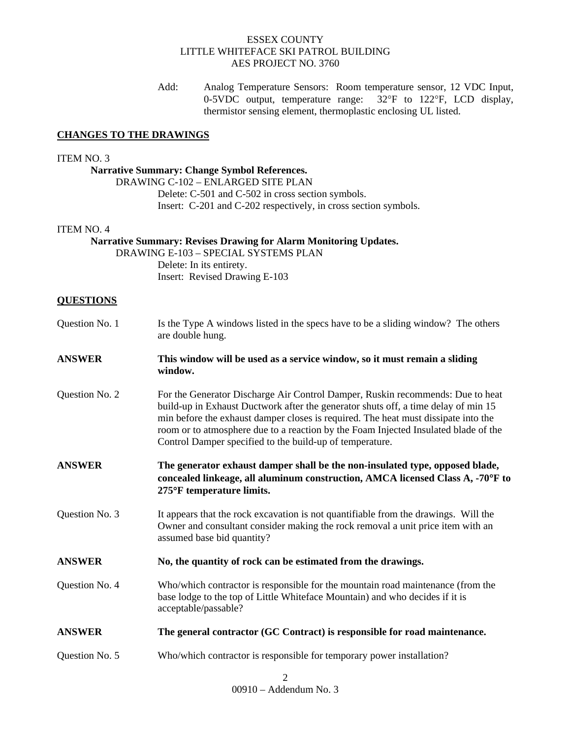Add: Analog Temperature Sensors: Room temperature sensor, 12 VDC Input, 0-5VDC output, temperature range: 32°F to 122°F, LCD display, thermistor sensing element, thermoplastic enclosing UL listed.

## CHANGES TO THE DRAWINGS

ITEM NO. 3

**Narrative Summary: Change Symbol References.**

DRAWING C-102 – ENLARGED SITE PLAN

Delete: C-501 and C-502 in cross section symbols.

Insert: C-201 and C-202 respectively, in cross section symbols.

ITEM NO. 4

**Narrative Summary: Revises Drawing for Alarm Monitoring Updates.**

DRAWING E-103 – SPECIAL SYSTEMS PLAN

Delete: In its entirety.

Insert: Revised Drawing E-103

## QUESTIONS

Question No. 1 Is the Type A windows listed in the specs have to be a sliding window? The others are double hung.

**ANSWER This window will be used as a service window, so it must remain a sliding window.**

Question No. 2 For the Generator Discharge Air Control Damper, Ruskin recommends: Due to heat build-up in Exhaust Ductwork after the generator shuts off, a time delay of min 15 min before the exhaust damper closes is required. The heat must dissipate into the room or to atmosphere due to a reaction by the Foam Injected Insulated blade of the Control Damper specified to the build-up of temperature.

**ANSWER The generator exhaust damper shall be the non-insulated type, opposed blade, concealed linkeage, all aluminum construction, AMCA licensed Class A, -70°F to 275°F temperature limits.**

Question No. 3 It appears that the rock excavation is not quantifiable from the drawings. Will the Owner and consultant consider making the rock removal a unit price item with an assumed base bid quantity?

**ANSWER No, the quantity of rock can be estimated from the drawings.**

Question No. 4 Who/which contractor is responsible for the mountain road maintenance (from the base lodge to the top of Little Whiteface Mountain) and who decides if it is acceptable/passable?

**ANSWER The general contractor (GC Contract) is responsible for road maintenance.**

Question No. 5 Who/which contractor is responsible for temporary power installation?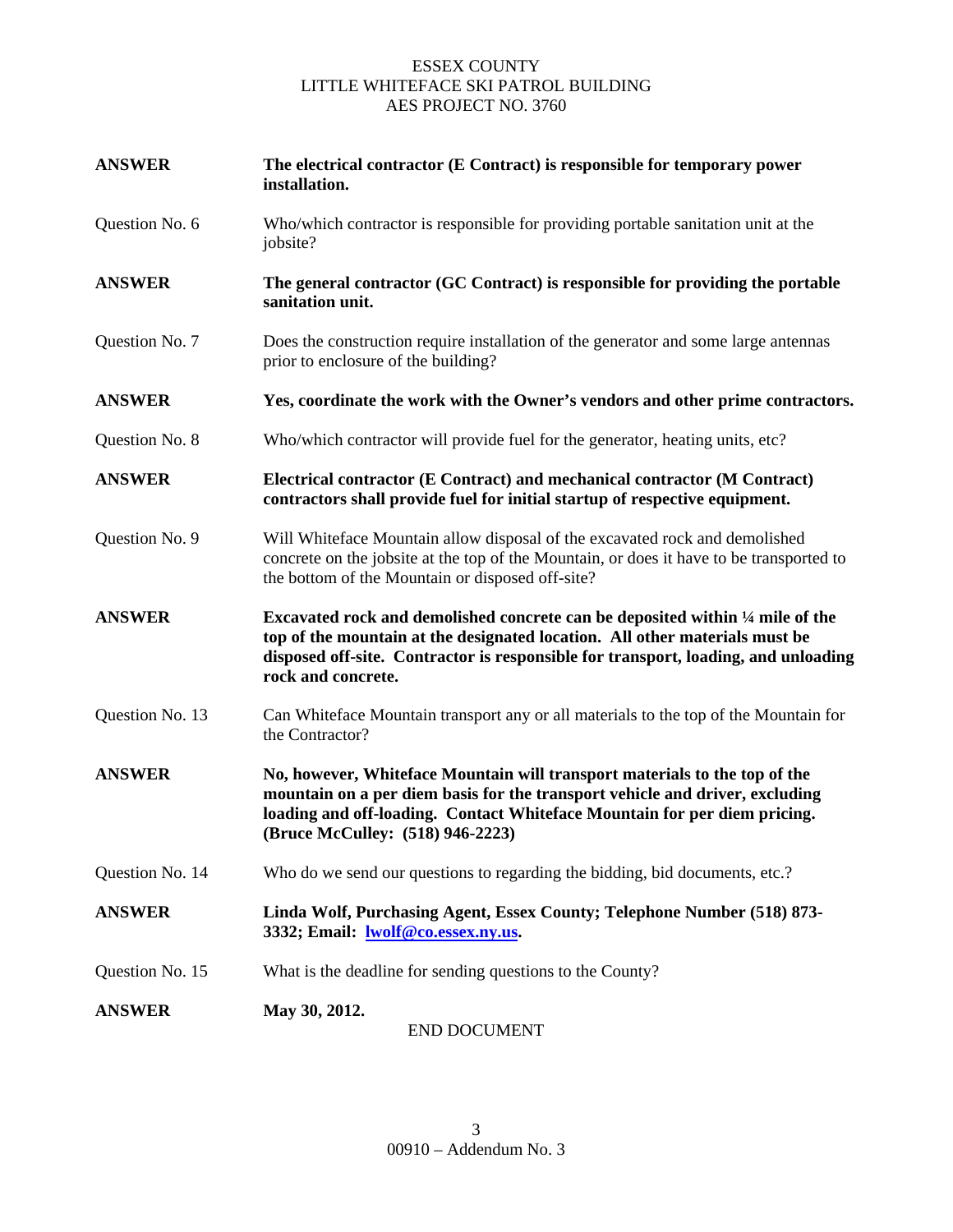**ANSWER** **The electrical contractor (E Contract) is responsible for temporary power installation.**

Question No. 6 Who/which contractor is responsible for providing portable sanitation unit at the jobsite?

**ANSWER** **The general contractor (GC Contract) is responsible for providing the portable sanitation unit.**

Question No. 7 Does the construction require installation of the generator and some large antennas prior to enclosure of the building?

**ANSWER** **Yes, coordinate the work with the Owner's vendors and other prime contractors.**

Question No. 8 Who/which contractor will provide fuel for the generator, heating units, etc?

**ANSWER** **Electrical contractor (E Contract) and mechanical contractor (M Contract) contractors shall provide fuel for initial startup of respective equipment.**

Question No. 9 Will Whiteface Mountain allow disposal of the excavated rock and demolished concrete on the jobsite at the top of the Mountain, or does it have to be transported to the bottom of the Mountain or disposed off-site?

**ANSWER** **Excavated rock and demolished concrete can be deposited within ¼ mile of the top of the mountain at the designated location. All other materials must be disposed off-site. Contractor is responsible for transport, loading, and unloading rock and concrete.**

Question No. 13 Can Whiteface Mountain transport any or all materials to the top of the Mountain for the Contractor?

**ANSWER** **No, however, Whiteface Mountain will transport materials to the top of the mountain on a per diem basis for the transport vehicle and driver, excluding loading and off-loading. Contact Whiteface Mountain for per diem pricing. (Bruce McCulley: (518) 946-2223)**

Question No. 14 Who do we send our questions to regarding the bidding, bid documents, etc.?

**ANSWER** **Linda Wolf, Purchasing Agent, Essex County; Telephone Number (518) 873-3332; Email: lwolf@co.essex.ny.us.**

Question No. 15 What is the deadline for sending questions to the County?

**ANSWER** **May 30, 2012.**

END DOCUMENT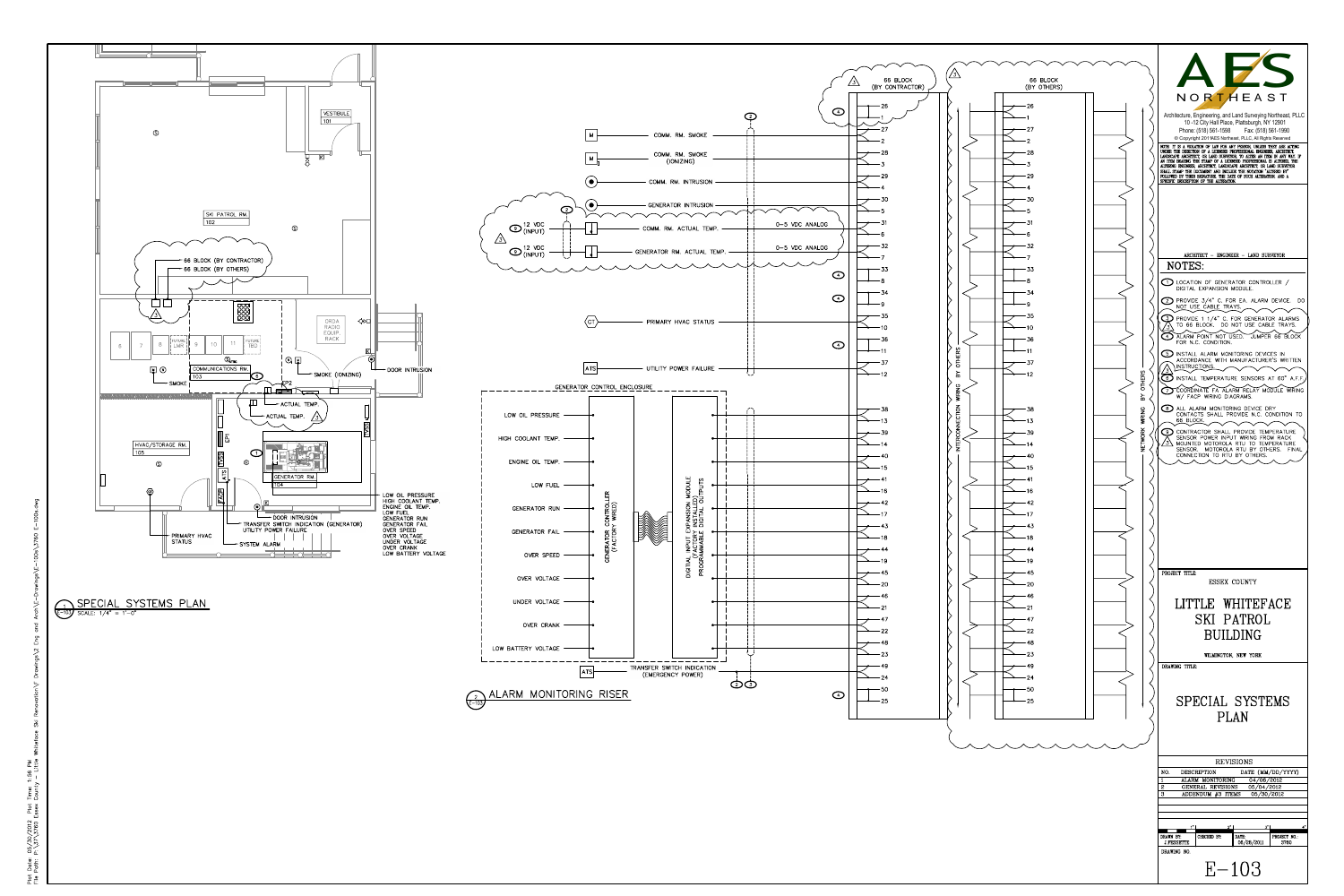1 SPECIAL SYSTEMS PLAN
E-103 SCALE: 1/4" = 1'-0"

VESTIBULE 101

SKI PATROL RM. 102

66 BLOCK (BY CONTRACTOR)
66 BLOCK (BY OTHERS)

ORDA RADIO EQUIP. RACK

FUTURE LMR

FUTURE TBD

COMMUNICATIONS RM. 103

SMOKE

SMOKE (IONIZING)

DOOR INTRUSION

ACTUAL TEMP.

HVAC/STORAGE RM. 105

GENERATOR RM. 104

PRIMARY HVAC STATUS

DOOR INTRUSION

TRANSFER SWITCH INDICATION (GENERATOR)

UTILITY POWER FAILURE

SYSTEM ALARM

LOW OIL PRESSURE
HIGH COOLANT TEMP.
ENGINE OIL TEMP.
LOW FUEL
GENERATOR RUN
GENERATOR FAIL
OVER SPEED
OVER VOLTAGE
UNDER VOLTAGE
OVER CRANK
LOW BATTERY VOLTAGE

2 ALARM MONITORING RISER
E-103

COMM. RM. SMOKE

COMM. RM. SMOKE (IONIZING)

COMM. RM. INTRUSION

GENERATOR INTRUSION

12 VDC (INPUT) — COMM. RM. ACTUAL TEMP. — 0-5 VDC ANALOG

12 VDC (INPUT) — GENERATOR RM. ACTUAL TEMP. — 0-5 VDC ANALOG

PRIMARY HVAC STATUS

UTILITY POWER FAILURE

GENERATOR CONTROL ENCLOSURE

LOW OIL PRESSURE
HIGH COOLANT TEMP.
ENGINE OIL TEMP.
LOW FUEL
GENERATOR RUN
GENERATOR FAIL
OVER SPEED
OVER VOLTAGE
UNDER VOLTAGE
OVER CRANK
LOW BATTERY VOLTAGE

GENERATOR CONTROLLER (FACTORY WIRED)

DIGITAL INPUT EXPANSION MODULE (FACTORY INSTALLED) PROGRAMMABLE DIGITAL OUTPUTS

TRANSFER SWITCH INDICATION (EMERGENCY POWER)

66 BLOCK (BY CONTRACTOR)

66 BLOCK (BY OTHERS)

INTERCONNECTION WIRING BY OTHERS

NETWORK WIRING BY OTHERS

26, 1, 27, 2, 28, 3, 29, 4, 30, 5, 31, 6, 32, 7, 33, 8, 34, 9, 35, 10, 36, 11, 37, 12, 38, 13, 39, 14, 40, 15, 41, 16, 42, 17, 43, 18, 44, 19, 45, 20, 46, 21, 47, 22, 48, 23, 49, 24, 50, 25

AES NORTHEAST

Architecture, Engineering, and Land Surveying Northeast, PLLC
10 -12 City Hall Place, Plattsburgh, NY 12901
Phone: (518) 561-1598 Fax: (518) 561-1990
© Copyright 2011 AES Northeast, PLLC, All Rights Reserved

NOTE: IT IS A VIOLATION OF LAW FOR ANY PERSON, UNLESS THEY ARE ACTING UNDER THE DIRECTION OF A LICENSED PROFESSIONAL ENGINEER, ARCHITECT, LANDSCAPE ARCHITECT, OR LAND SURVEYOR, TO ALTER AN ITEM IN ANY WAY. IF AN ITEM BEARING THE STAMP OF A LICENSED PROFESSIONAL IS ALTERED, THE ALTERING ENGINEER, ARCHITECT, LANDSCAPE ARCHITECT, OR LAND SURVEYOR SHALL STAMP THE DOCUMENT AND INCLUDE THE NOTATION "ALTERED BY" FOLLOWED BY THEIR SIGNATURE, THE DATE OF SUCH ALTERATION AND A SPECIFIC DESCRIPTION OF THE ALTERATION.

ARCHITECT - ENGINEER - LAND SURVEYOR

## NOTES:

1. LOCATION OF GENERATOR CONTROLLER / DIGITAL EXPANSION MODULE.
2. PROVIDE 3/4" C. FOR EA. ALARM DEVICE. DO NOT USE CABLE TRAYS.
3. PROVIDE 1 1/4" C. FOR GENERATOR ALARMS TO 66 BLOCK. DO NOT USE CABLE TRAYS.
4. ALARM POINT NOT USED. JUMPER 66 BLOCK FOR N.C. CONDITION.
5. INSTALL ALARM MONITORING DEVICES IN ACCORDANCE WITH MANUFACTURER'S WRITTEN INSTRUCTIONS.
6. INSTALL TEMPERATURE SENSORS AT 60" A.F.F.
7. COORDINATE FA ALARM RELAY MODULE WIRING W/ FACP WIRING DIAGRAMS.
8. ALL ALARM MONITORING DEVICE DRY CONTACTS SHALL PROVIDE N.C. CONDITION TO 66 BLOCK.
9. CONTRACTOR SHALL PROVIDE TEMPERATURE SENSOR POWER INPUT WIRING FROM RACK MOUNTED MOTOROLA RTU TO TEMPERATURE SENSOR. MOTOROLA RTU BY OTHERS. FINAL CONNECTION TO RTU BY OTHERS.

PROJECT TITLE

ESSEX COUNTY

# LITTLE WHITEFACE SKI PATROL BUILDING

WILMINGTON, NEW YORK

DRAWING TITLE:

# SPECIAL SYSTEMS PLAN

REVISIONS

| NO. | DESCRIPTION | DATE (MM/DD/YYYY) |
| --- | --- | --- |
| 1 | ALARM MONITORING | 04/06/2012 |
| 2 | GENERAL REVISIONS | 05/04/2012 |
| 3 | ADDENDUM #3 ITEMS | 05/30/2012 |

| DRAWN BY: | CHECKED BY: | DATE: | PROJECT NO. |
| --- | --- | --- | --- |
| J.PESSETTE | | 06/28/2011 | 3760 |

DRAWING NO.

E-103

Plot Date: 05/25/2012 Plot Time: 1:58 PM